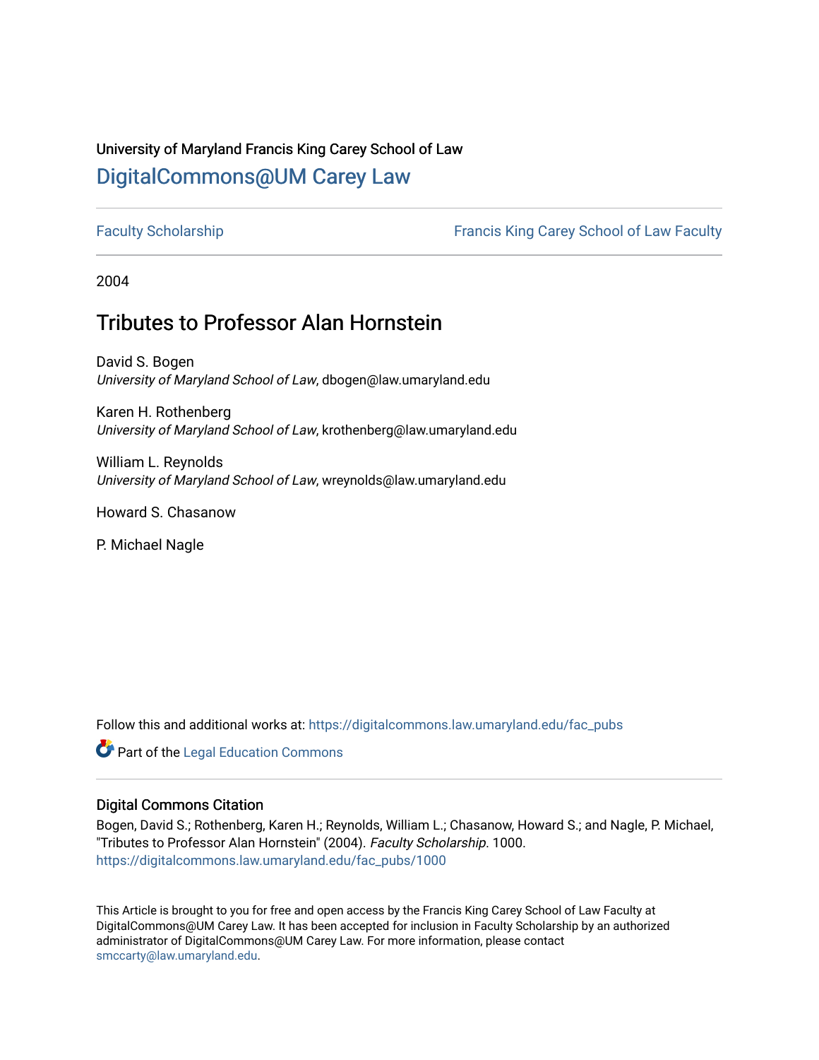University of Maryland Francis King Carey School of Law

# DigitalCommons@UM Carey Law

Faculty Scholarship | Francis King Carey School of Law Faculty

2004

## Tributes to Professor Alan Hornstein

David S. Bogen
*University of Maryland School of Law*, dbogen@law.umaryland.edu

Karen H. Rothenberg
*University of Maryland School of Law*, krothenberg@law.umaryland.edu

William L. Reynolds
*University of Maryland School of Law*, wreynolds@law.umaryland.edu

Howard S. Chasanow

P. Michael Nagle

Follow this and additional works at: https://digitalcommons.law.umaryland.edu/fac_pubs

Part of the Legal Education Commons

### Digital Commons Citation

Bogen, David S.; Rothenberg, Karen H.; Reynolds, William L.; Chasanow, Howard S.; and Nagle, P. Michael, "Tributes to Professor Alan Hornstein" (2004). *Faculty Scholarship*. 1000.
https://digitalcommons.law.umaryland.edu/fac_pubs/1000

This Article is brought to you for free and open access by the Francis King Carey School of Law Faculty at DigitalCommons@UM Carey Law. It has been accepted for inclusion in Faculty Scholarship by an authorized administrator of DigitalCommons@UM Carey Law. For more information, please contact smccarty@law.umaryland.edu.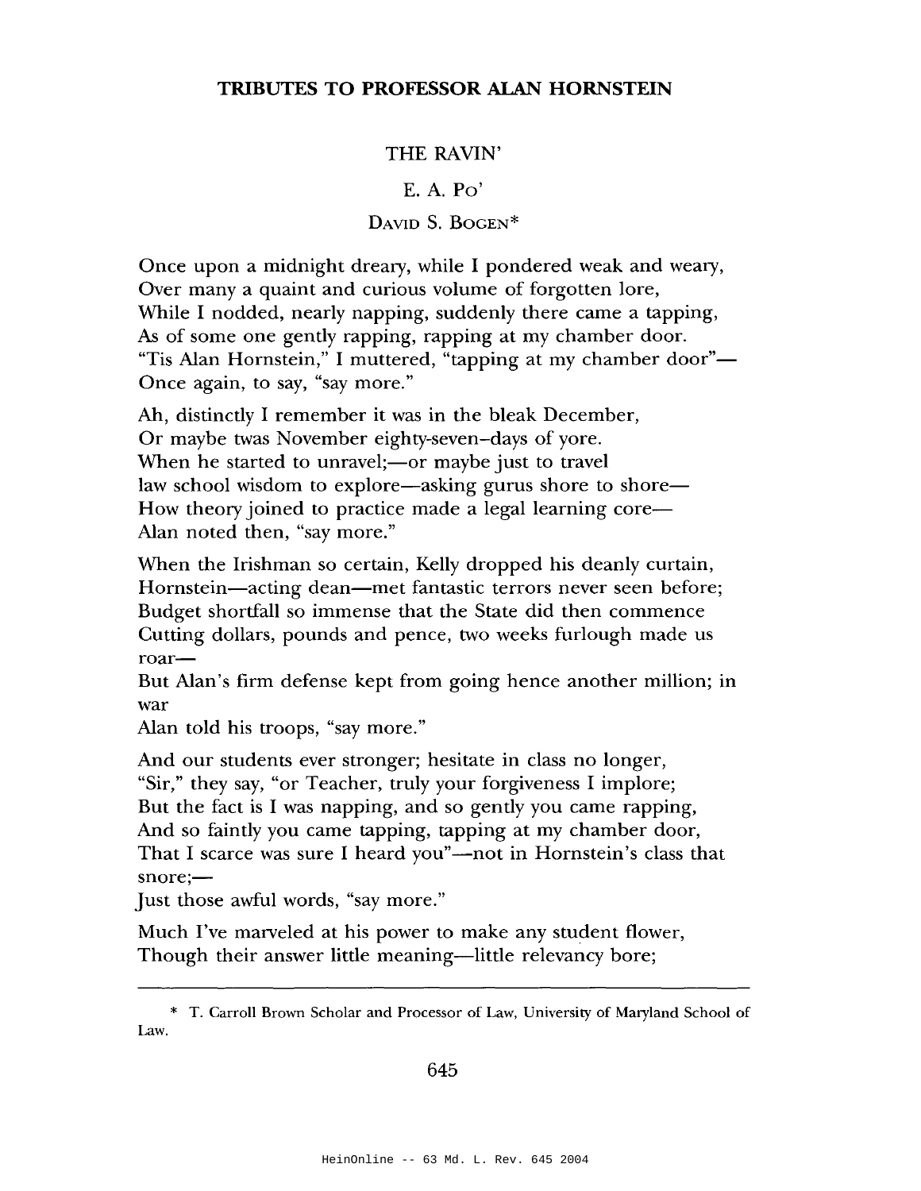# TRIBUTES TO PROFESSOR ALAN HORNSTEIN

## THE RAVIN'

E. A. Po'

David S. Bogen*

Once upon a midnight dreary, while I pondered weak and weary,
Over many a quaint and curious volume of forgotten lore,
While I nodded, nearly napping, suddenly there came a tapping,
As of some one gently rapping, rapping at my chamber door.
"Tis Alan Hornstein," I muttered, "tapping at my chamber door"—
Once again, to say, "say more."

Ah, distinctly I remember it was in the bleak December,
Or maybe twas November eighty-seven–days of yore.
When he started to unravel;—or maybe just to travel
law school wisdom to explore—asking gurus shore to shore—
How theory joined to practice made a legal learning core—
Alan noted then, "say more."

When the Irishman so certain, Kelly dropped his deanly curtain,
Hornstein—acting dean—met fantastic terrors never seen before;
Budget shortfall so immense that the State did then commence
Cutting dollars, pounds and pence, two weeks furlough made us roar—
But Alan's firm defense kept from going hence another million; in war
Alan told his troops, "say more."

And our students ever stronger; hesitate in class no longer,
"Sir," they say, "or Teacher, truly your forgiveness I implore;
But the fact is I was napping, and so gently you came rapping,
And so faintly you came tapping, tapping at my chamber door,
That I scarce was sure I heard you"—not in Hornstein's class that snore;—
Just those awful words, "say more."

Much I've marveled at his power to make any student flower,
Though their answer little meaning—little relevancy bore;

---

\* T. Carroll Brown Scholar and Processor of Law, University of Maryland School of Law.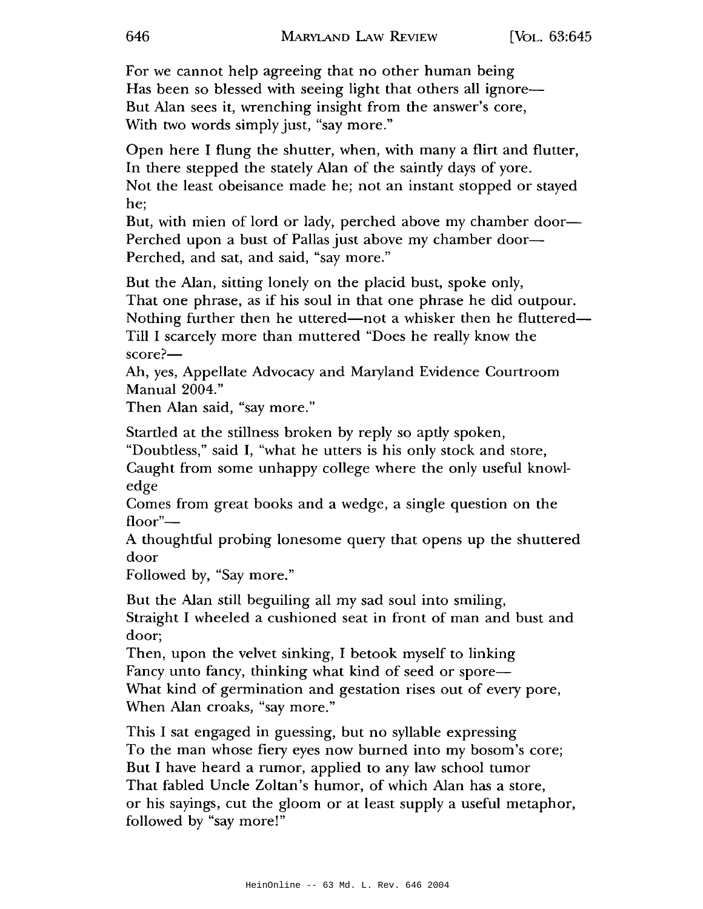For we cannot help agreeing that no other human being
Has been so blessed with seeing light that others all ignore—
But Alan sees it, wrenching insight from the answer's core,
With two words simply just, "say more."

Open here I flung the shutter, when, with many a flirt and flutter,
In there stepped the stately Alan of the saintly days of yore.
Not the least obeisance made he; not an instant stopped or stayed he;
But, with mien of lord or lady, perched above my chamber door—
Perched upon a bust of Pallas just above my chamber door—
Perched, and sat, and said, "say more."

But the Alan, sitting lonely on the placid bust, spoke only,
That one phrase, as if his soul in that one phrase he did outpour.
Nothing further then he uttered—not a whisker then he fluttered—
Till I scarcely more than muttered "Does he really know the score?—
Ah, yes, Appellate Advocacy and Maryland Evidence Courtroom Manual 2004."
Then Alan said, "say more."

Startled at the stillness broken by reply so aptly spoken,
"Doubtless," said I, "what he utters is his only stock and store,
Caught from some unhappy college where the only useful knowledge
Comes from great books and a wedge, a single question on the floor"—
A thoughtful probing lonesome query that opens up the shuttered door
Followed by, "Say more."

But the Alan still beguiling all my sad soul into smiling,
Straight I wheeled a cushioned seat in front of man and bust and door;
Then, upon the velvet sinking, I betook myself to linking
Fancy unto fancy, thinking what kind of seed or spore—
What kind of germination and gestation rises out of every pore,
When Alan croaks, "say more."

This I sat engaged in guessing, but no syllable expressing
To the man whose fiery eyes now burned into my bosom's core;
But I have heard a rumor, applied to any law school tumor
That fabled Uncle Zoltan's humor, of which Alan has a store,
or his sayings, cut the gloom or at least supply a useful metaphor,
followed by "say more!"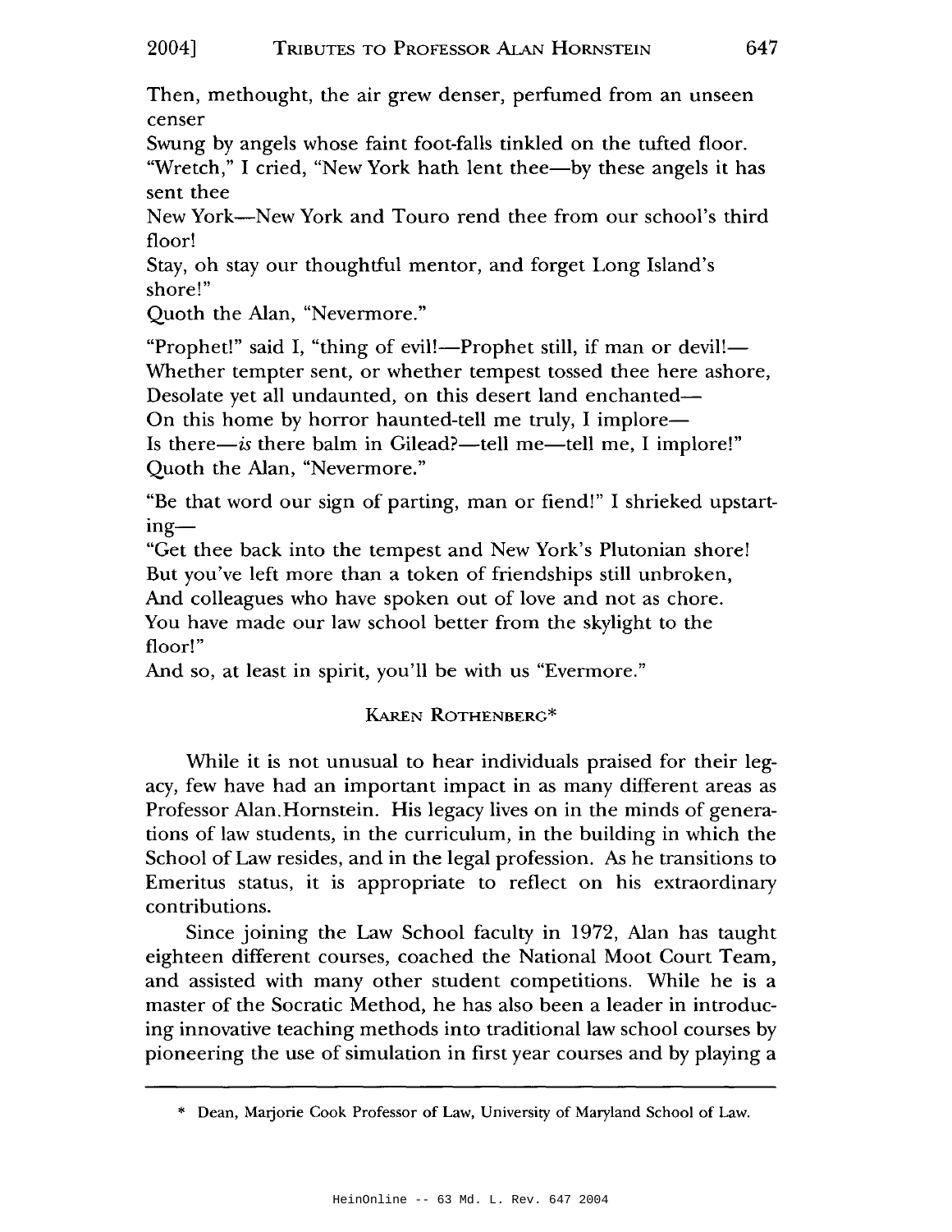Then, methought, the air grew denser, perfumed from an unseen censer
Swung by angels whose faint foot-falls tinkled on the tufted floor.
"Wretch," I cried, "New York hath lent thee—by these angels it has sent thee
New York—New York and Touro rend thee from our school's third floor!
Stay, oh stay our thoughtful mentor, and forget Long Island's shore!"
Quoth the Alan, "Nevermore."

"Prophet!" said I, "thing of evil!—Prophet still, if man or devil!—
Whether tempter sent, or whether tempest tossed thee here ashore,
Desolate yet all undaunted, on this desert land enchanted—
On this home by horror haunted-tell me truly, I implore—
Is there—*is* there balm in Gilead?—tell me—tell me, I implore!"
Quoth the Alan, "Nevermore."

"Be that word our sign of parting, man or fiend!" I shrieked upstarting—
"Get thee back into the tempest and New York's Plutonian shore!
But you've left more than a token of friendships still unbroken,
And colleagues who have spoken out of love and not as chore.
You have made our law school better from the skylight to the floor!"
And so, at least in spirit, you'll be with us "Evermore."

## KAREN ROTHENBERG*

While it is not unusual to hear individuals praised for their legacy, few have had an important impact in as many different areas as Professor Alan Hornstein. His legacy lives on in the minds of generations of law students, in the curriculum, in the building in which the School of Law resides, and in the legal profession. As he transitions to Emeritus status, it is appropriate to reflect on his extraordinary contributions.

Since joining the Law School faculty in 1972, Alan has taught eighteen different courses, coached the National Moot Court Team, and assisted with many other student competitions. While he is a master of the Socratic Method, he has also been a leader in introducing innovative teaching methods into traditional law school courses by pioneering the use of simulation in first year courses and by playing a

---

\* Dean, Marjorie Cook Professor of Law, University of Maryland School of Law.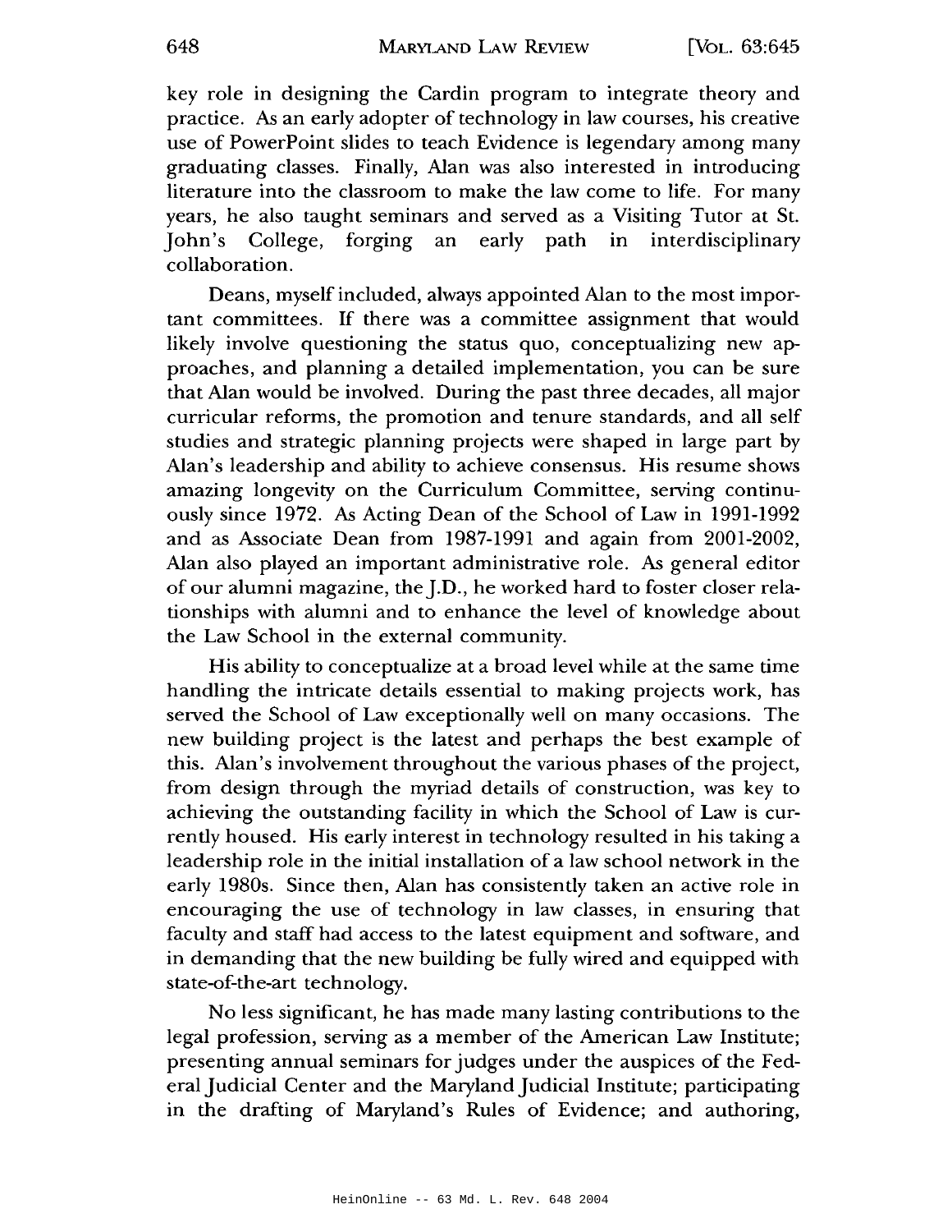key role in designing the Cardin program to integrate theory and practice. As an early adopter of technology in law courses, his creative use of PowerPoint slides to teach Evidence is legendary among many graduating classes. Finally, Alan was also interested in introducing literature into the classroom to make the law come to life. For many years, he also taught seminars and served as a Visiting Tutor at St. John's College, forging an early path in interdisciplinary collaboration.

Deans, myself included, always appointed Alan to the most important committees. If there was a committee assignment that would likely involve questioning the status quo, conceptualizing new approaches, and planning a detailed implementation, you can be sure that Alan would be involved. During the past three decades, all major curricular reforms, the promotion and tenure standards, and all self studies and strategic planning projects were shaped in large part by Alan's leadership and ability to achieve consensus. His resume shows amazing longevity on the Curriculum Committee, serving continuously since 1972. As Acting Dean of the School of Law in 1991-1992 and as Associate Dean from 1987-1991 and again from 2001-2002, Alan also played an important administrative role. As general editor of our alumni magazine, the J.D., he worked hard to foster closer relationships with alumni and to enhance the level of knowledge about the Law School in the external community.

His ability to conceptualize at a broad level while at the same time handling the intricate details essential to making projects work, has served the School of Law exceptionally well on many occasions. The new building project is the latest and perhaps the best example of this. Alan's involvement throughout the various phases of the project, from design through the myriad details of construction, was key to achieving the outstanding facility in which the School of Law is currently housed. His early interest in technology resulted in his taking a leadership role in the initial installation of a law school network in the early 1980s. Since then, Alan has consistently taken an active role in encouraging the use of technology in law classes, in ensuring that faculty and staff had access to the latest equipment and software, and in demanding that the new building be fully wired and equipped with state-of-the-art technology.

No less significant, he has made many lasting contributions to the legal profession, serving as a member of the American Law Institute; presenting annual seminars for judges under the auspices of the Federal Judicial Center and the Maryland Judicial Institute; participating in the drafting of Maryland's Rules of Evidence; and authoring,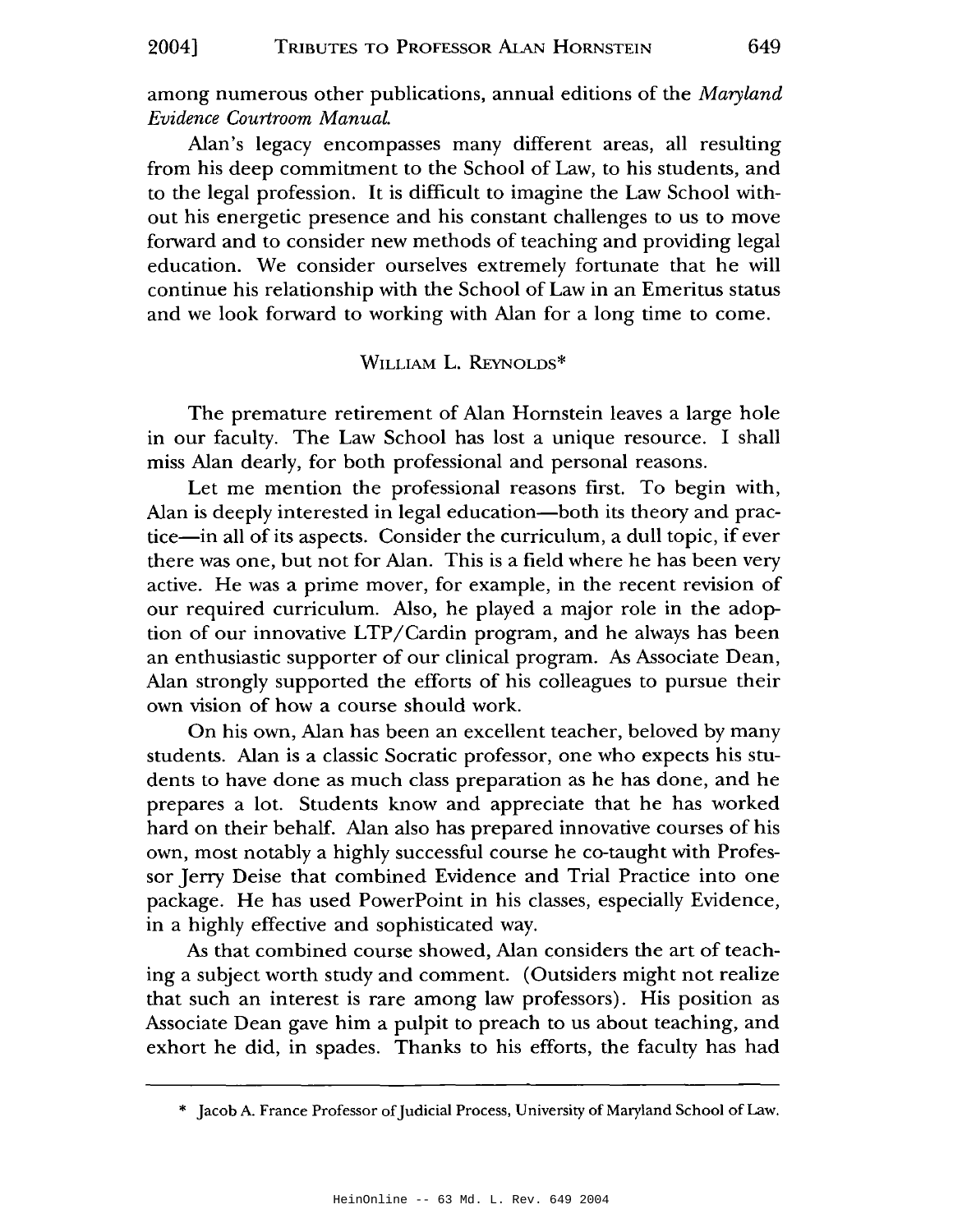among numerous other publications, annual editions of the *Maryland Evidence Courtroom Manual.*

Alan's legacy encompasses many different areas, all resulting from his deep commitment to the School of Law, to his students, and to the legal profession. It is difficult to imagine the Law School without his energetic presence and his constant challenges to us to move forward and to consider new methods of teaching and providing legal education. We consider ourselves extremely fortunate that he will continue his relationship with the School of Law in an Emeritus status and we look forward to working with Alan for a long time to come.

## WILLIAM L. REYNOLDS*

The premature retirement of Alan Hornstein leaves a large hole in our faculty. The Law School has lost a unique resource. I shall miss Alan dearly, for both professional and personal reasons.

Let me mention the professional reasons first. To begin with, Alan is deeply interested in legal education—both its theory and practice—in all of its aspects. Consider the curriculum, a dull topic, if ever there was one, but not for Alan. This is a field where he has been very active. He was a prime mover, for example, in the recent revision of our required curriculum. Also, he played a major role in the adoption of our innovative LTP/Cardin program, and he always has been an enthusiastic supporter of our clinical program. As Associate Dean, Alan strongly supported the efforts of his colleagues to pursue their own vision of how a course should work.

On his own, Alan has been an excellent teacher, beloved by many students. Alan is a classic Socratic professor, one who expects his students to have done as much class preparation as he has done, and he prepares a lot. Students know and appreciate that he has worked hard on their behalf. Alan also has prepared innovative courses of his own, most notably a highly successful course he co-taught with Professor Jerry Deise that combined Evidence and Trial Practice into one package. He has used PowerPoint in his classes, especially Evidence, in a highly effective and sophisticated way.

As that combined course showed, Alan considers the art of teaching a subject worth study and comment. (Outsiders might not realize that such an interest is rare among law professors). His position as Associate Dean gave him a pulpit to preach to us about teaching, and exhort he did, in spades. Thanks to his efforts, the faculty has had

---

\* Jacob A. France Professor of Judicial Process, University of Maryland School of Law.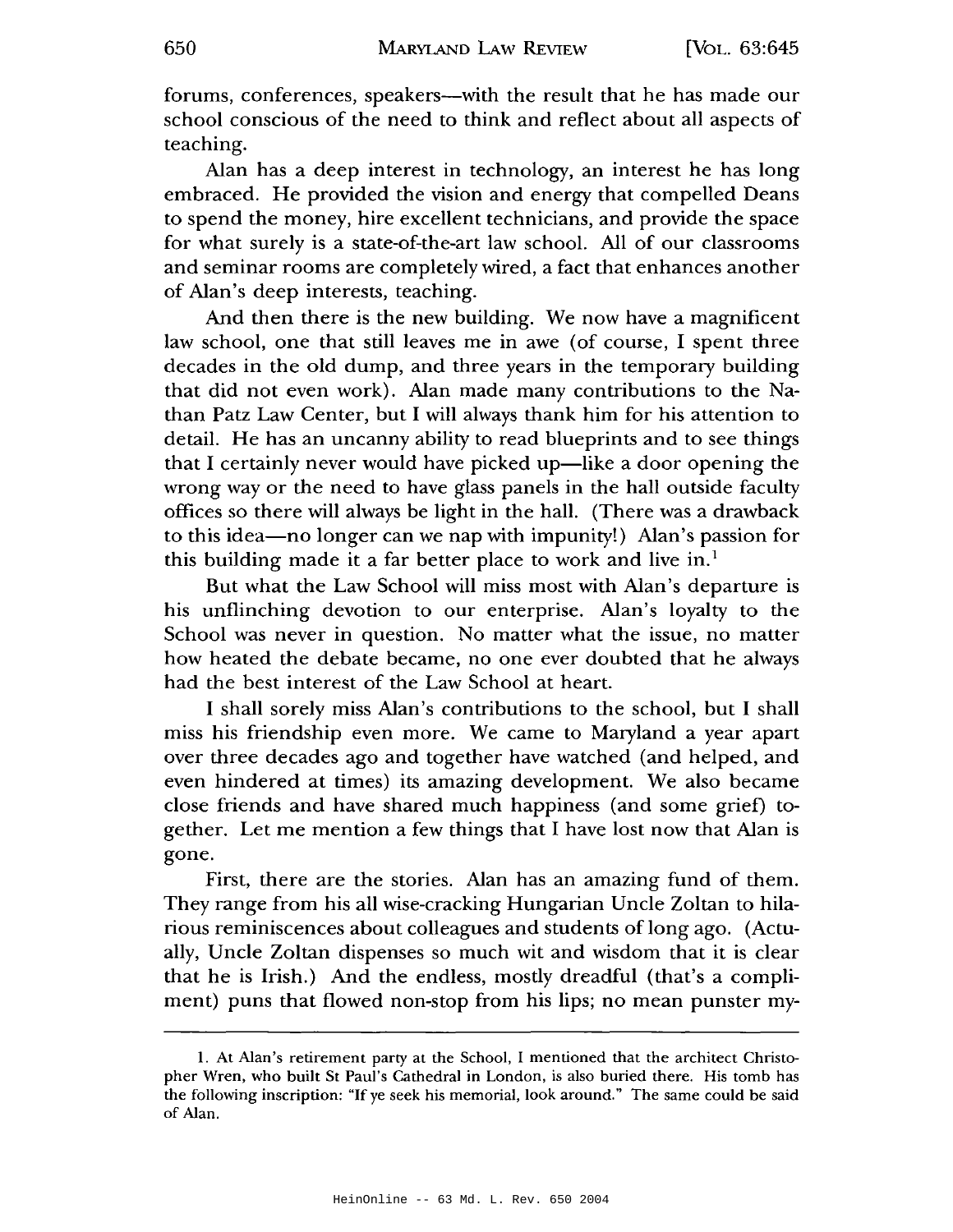forums, conferences, speakers—with the result that he has made our school conscious of the need to think and reflect about all aspects of teaching.

Alan has a deep interest in technology, an interest he has long embraced. He provided the vision and energy that compelled Deans to spend the money, hire excellent technicians, and provide the space for what surely is a state-of-the-art law school. All of our classrooms and seminar rooms are completely wired, a fact that enhances another of Alan's deep interests, teaching.

And then there is the new building. We now have a magnificent law school, one that still leaves me in awe (of course, I spent three decades in the old dump, and three years in the temporary building that did not even work). Alan made many contributions to the Nathan Patz Law Center, but I will always thank him for his attention to detail. He has an uncanny ability to read blueprints and to see things that I certainly never would have picked up—like a door opening the wrong way or the need to have glass panels in the hall outside faculty offices so there will always be light in the hall. (There was a drawback to this idea—no longer can we nap with impunity!) Alan's passion for this building made it a far better place to work and live in.[1]

But what the Law School will miss most with Alan's departure is his unflinching devotion to our enterprise. Alan's loyalty to the School was never in question. No matter what the issue, no matter how heated the debate became, no one ever doubted that he always had the best interest of the Law School at heart.

I shall sorely miss Alan's contributions to the school, but I shall miss his friendship even more. We came to Maryland a year apart over three decades ago and together have watched (and helped, and even hindered at times) its amazing development. We also became close friends and have shared much happiness (and some grief) together. Let me mention a few things that I have lost now that Alan is gone.

First, there are the stories. Alan has an amazing fund of them. They range from his all wise-cracking Hungarian Uncle Zoltan to hilarious reminiscences about colleagues and students of long ago. (Actually, Uncle Zoltan dispenses so much wit and wisdom that it is clear that he is Irish.) And the endless, mostly dreadful (that's a compliment) puns that flowed non-stop from his lips; no mean punster my-

---

1. At Alan's retirement party at the School, I mentioned that the architect Christopher Wren, who built St Paul's Cathedral in London, is also buried there. His tomb has the following inscription: "If ye seek his memorial, look around." The same could be said of Alan.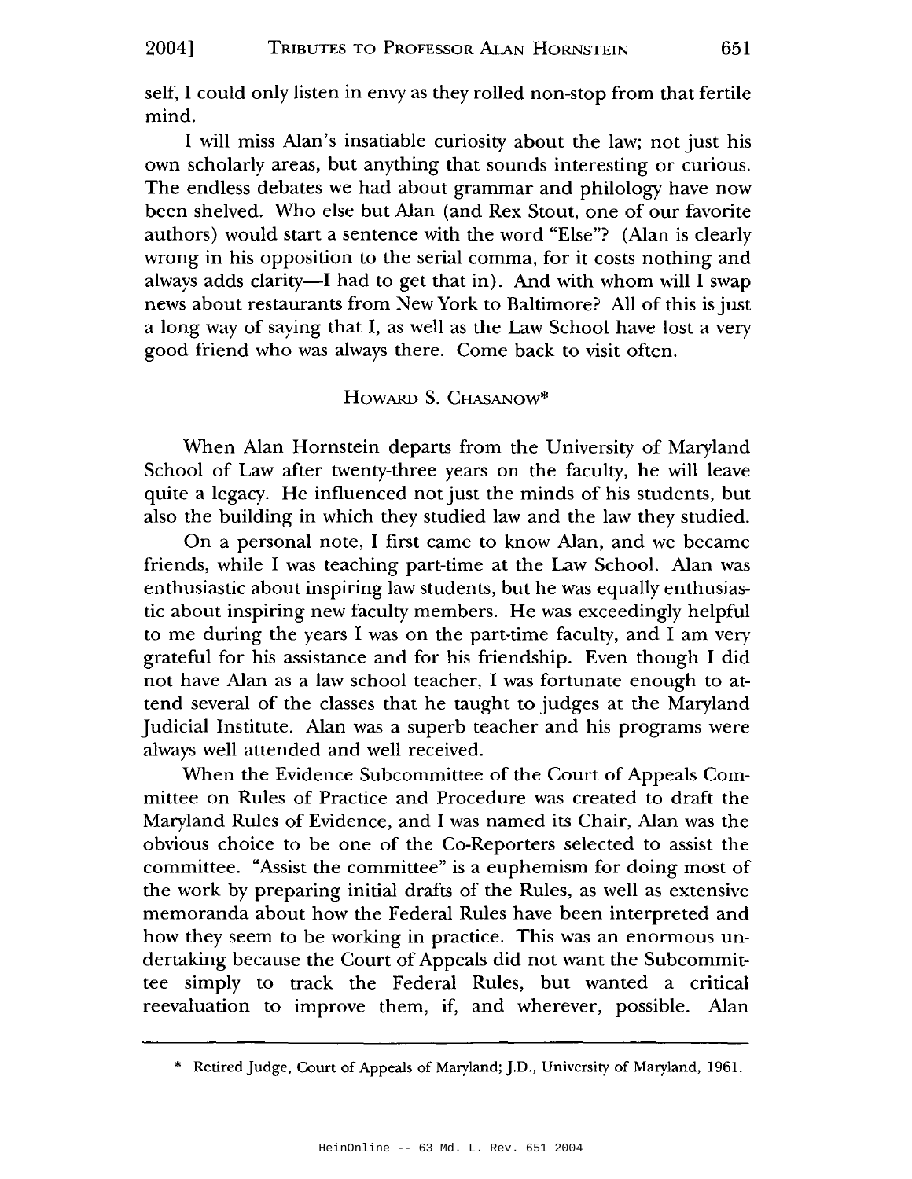self, I could only listen in envy as they rolled non-stop from that fertile mind.

I will miss Alan's insatiable curiosity about the law; not just his own scholarly areas, but anything that sounds interesting or curious. The endless debates we had about grammar and philology have now been shelved. Who else but Alan (and Rex Stout, one of our favorite authors) would start a sentence with the word "Else"? (Alan is clearly wrong in his opposition to the serial comma, for it costs nothing and always adds clarity—I had to get that in). And with whom will I swap news about restaurants from New York to Baltimore? All of this is just a long way of saying that I, as well as the Law School have lost a very good friend who was always there. Come back to visit often.

HOWARD S. CHASANOW*

When Alan Hornstein departs from the University of Maryland School of Law after twenty-three years on the faculty, he will leave quite a legacy. He influenced not just the minds of his students, but also the building in which they studied law and the law they studied.

On a personal note, I first came to know Alan, and we became friends, while I was teaching part-time at the Law School. Alan was enthusiastic about inspiring law students, but he was equally enthusiastic about inspiring new faculty members. He was exceedingly helpful to me during the years I was on the part-time faculty, and I am very grateful for his assistance and for his friendship. Even though I did not have Alan as a law school teacher, I was fortunate enough to attend several of the classes that he taught to judges at the Maryland Judicial Institute. Alan was a superb teacher and his programs were always well attended and well received.

When the Evidence Subcommittee of the Court of Appeals Committee on Rules of Practice and Procedure was created to draft the Maryland Rules of Evidence, and I was named its Chair, Alan was the obvious choice to be one of the Co-Reporters selected to assist the committee. "Assist the committee" is a euphemism for doing most of the work by preparing initial drafts of the Rules, as well as extensive memoranda about how the Federal Rules have been interpreted and how they seem to be working in practice. This was an enormous undertaking because the Court of Appeals did not want the Subcommittee simply to track the Federal Rules, but wanted a critical reevaluation to improve them, if, and wherever, possible. Alan

---

\* Retired Judge, Court of Appeals of Maryland; J.D., University of Maryland, 1961.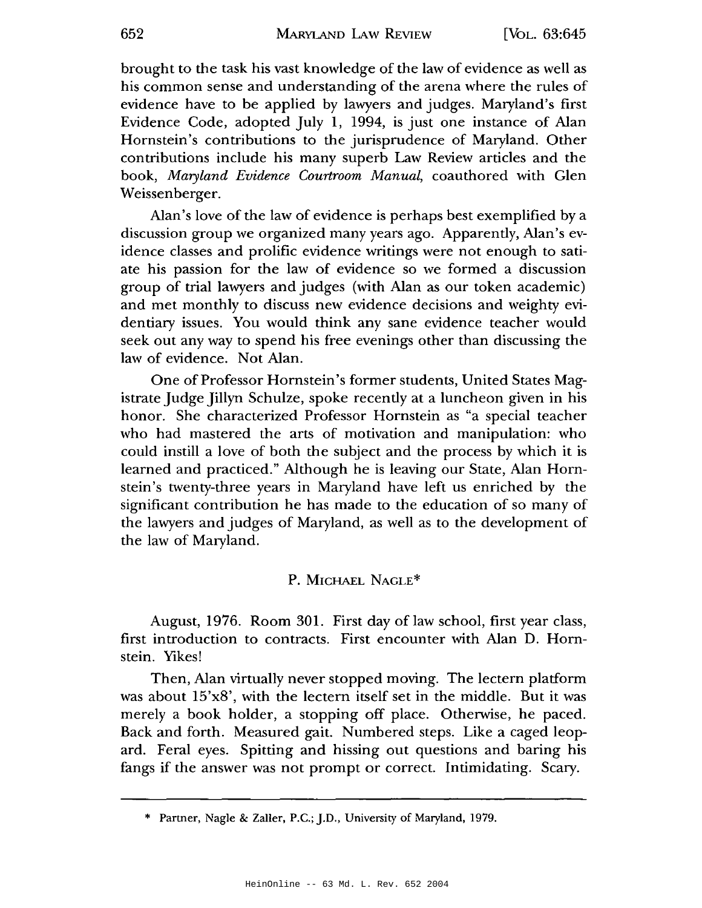brought to the task his vast knowledge of the law of evidence as well as his common sense and understanding of the arena where the rules of evidence have to be applied by lawyers and judges. Maryland's first Evidence Code, adopted July 1, 1994, is just one instance of Alan Hornstein's contributions to the jurisprudence of Maryland. Other contributions include his many superb Law Review articles and the book, *Maryland Evidence Courtroom Manual*, coauthored with Glen Weissenberger.

Alan's love of the law of evidence is perhaps best exemplified by a discussion group we organized many years ago. Apparently, Alan's evidence classes and prolific evidence writings were not enough to satiate his passion for the law of evidence so we formed a discussion group of trial lawyers and judges (with Alan as our token academic) and met monthly to discuss new evidence decisions and weighty evidentiary issues. You would think any sane evidence teacher would seek out any way to spend his free evenings other than discussing the law of evidence. Not Alan.

One of Professor Hornstein's former students, United States Magistrate Judge Jillyn Schulze, spoke recently at a luncheon given in his honor. She characterized Professor Hornstein as "a special teacher who had mastered the arts of motivation and manipulation: who could instill a love of both the subject and the process by which it is learned and practiced." Although he is leaving our State, Alan Hornstein's twenty-three years in Maryland have left us enriched by the significant contribution he has made to the education of so many of the lawyers and judges of Maryland, as well as to the development of the law of Maryland.

## P. Michael Nagle*

August, 1976. Room 301. First day of law school, first year class, first introduction to contracts. First encounter with Alan D. Hornstein. Yikes!

Then, Alan virtually never stopped moving. The lectern platform was about 15'x8', with the lectern itself set in the middle. But it was merely a book holder, a stopping off place. Otherwise, he paced. Back and forth. Measured gait. Numbered steps. Like a caged leopard. Feral eyes. Spitting and hissing out questions and baring his fangs if the answer was not prompt or correct. Intimidating. Scary.

---

\* Partner, Nagle & Zaller, P.C.; J.D., University of Maryland, 1979.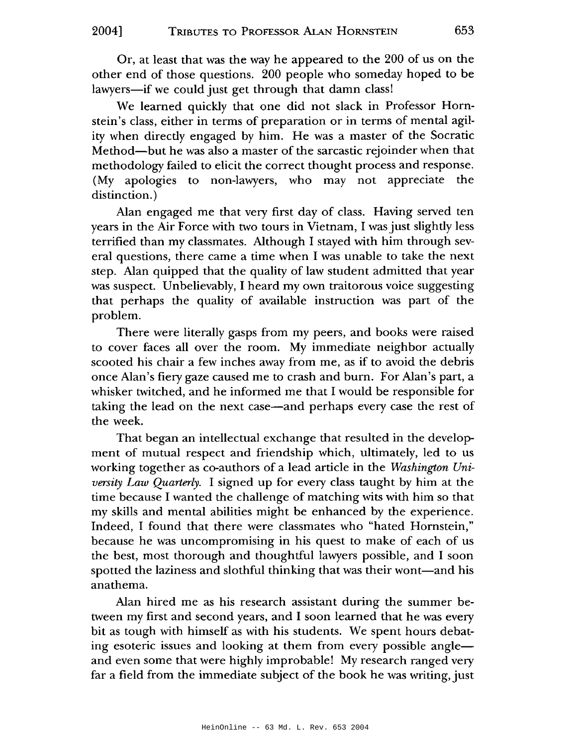Or, at least that was the way he appeared to the 200 of us on the other end of those questions. 200 people who someday hoped to be lawyers—if we could just get through that damn class!

We learned quickly that one did not slack in Professor Hornstein's class, either in terms of preparation or in terms of mental agility when directly engaged by him. He was a master of the Socratic Method—but he was also a master of the sarcastic rejoinder when that methodology failed to elicit the correct thought process and response. (My apologies to non-lawyers, who may not appreciate the distinction.)

Alan engaged me that very first day of class. Having served ten years in the Air Force with two tours in Vietnam, I was just slightly less terrified than my classmates. Although I stayed with him through several questions, there came a time when I was unable to take the next step. Alan quipped that the quality of law student admitted that year was suspect. Unbelievably, I heard my own traitorous voice suggesting that perhaps the quality of available instruction was part of the problem.

There were literally gasps from my peers, and books were raised to cover faces all over the room. My immediate neighbor actually scooted his chair a few inches away from me, as if to avoid the debris once Alan's fiery gaze caused me to crash and burn. For Alan's part, a whisker twitched, and he informed me that I would be responsible for taking the lead on the next case—and perhaps every case the rest of the week.

That began an intellectual exchange that resulted in the development of mutual respect and friendship which, ultimately, led to us working together as co-authors of a lead article in the *Washington University Law Quarterly*. I signed up for every class taught by him at the time because I wanted the challenge of matching wits with him so that my skills and mental abilities might be enhanced by the experience. Indeed, I found that there were classmates who "hated Hornstein," because he was uncompromising in his quest to make of each of us the best, most thorough and thoughtful lawyers possible, and I soon spotted the laziness and slothful thinking that was their wont—and his anathema.

Alan hired me as his research assistant during the summer between my first and second years, and I soon learned that he was every bit as tough with himself as with his students. We spent hours debating esoteric issues and looking at them from every possible angle—and even some that were highly improbable! My research ranged very far a field from the immediate subject of the book he was writing, just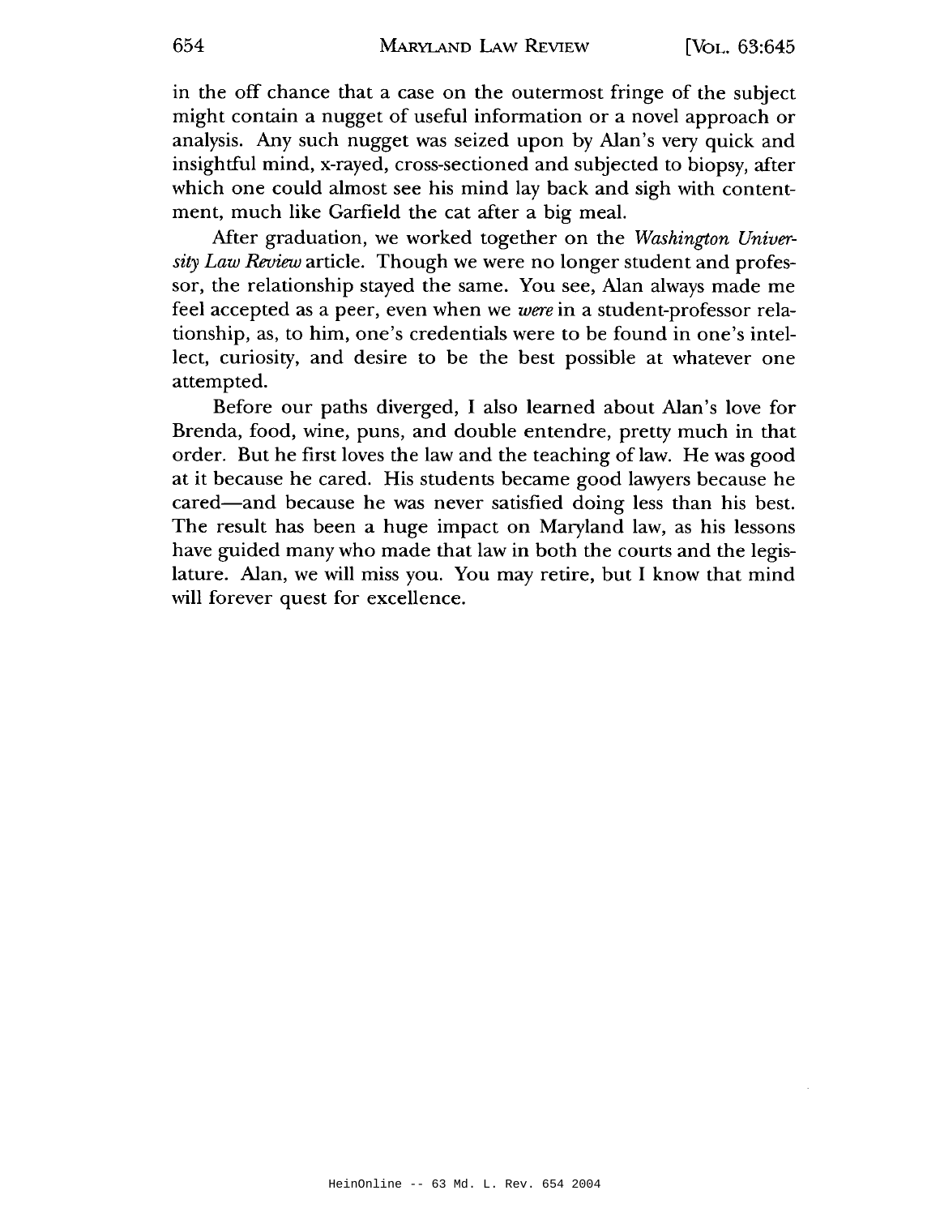in the off chance that a case on the outermost fringe of the subject might contain a nugget of useful information or a novel approach or analysis. Any such nugget was seized upon by Alan's very quick and insightful mind, x-rayed, cross-sectioned and subjected to biopsy, after which one could almost see his mind lay back and sigh with contentment, much like Garfield the cat after a big meal.

After graduation, we worked together on the *Washington University Law Review* article. Though we were no longer student and professor, the relationship stayed the same. You see, Alan always made me feel accepted as a peer, even when we *were* in a student-professor relationship, as, to him, one's credentials were to be found in one's intellect, curiosity, and desire to be the best possible at whatever one attempted.

Before our paths diverged, I also learned about Alan's love for Brenda, food, wine, puns, and double entendre, pretty much in that order. But he first loves the law and the teaching of law. He was good at it because he cared. His students became good lawyers because he cared—and because he was never satisfied doing less than his best. The result has been a huge impact on Maryland law, as his lessons have guided many who made that law in both the courts and the legislature. Alan, we will miss you. You may retire, but I know that mind will forever quest for excellence.